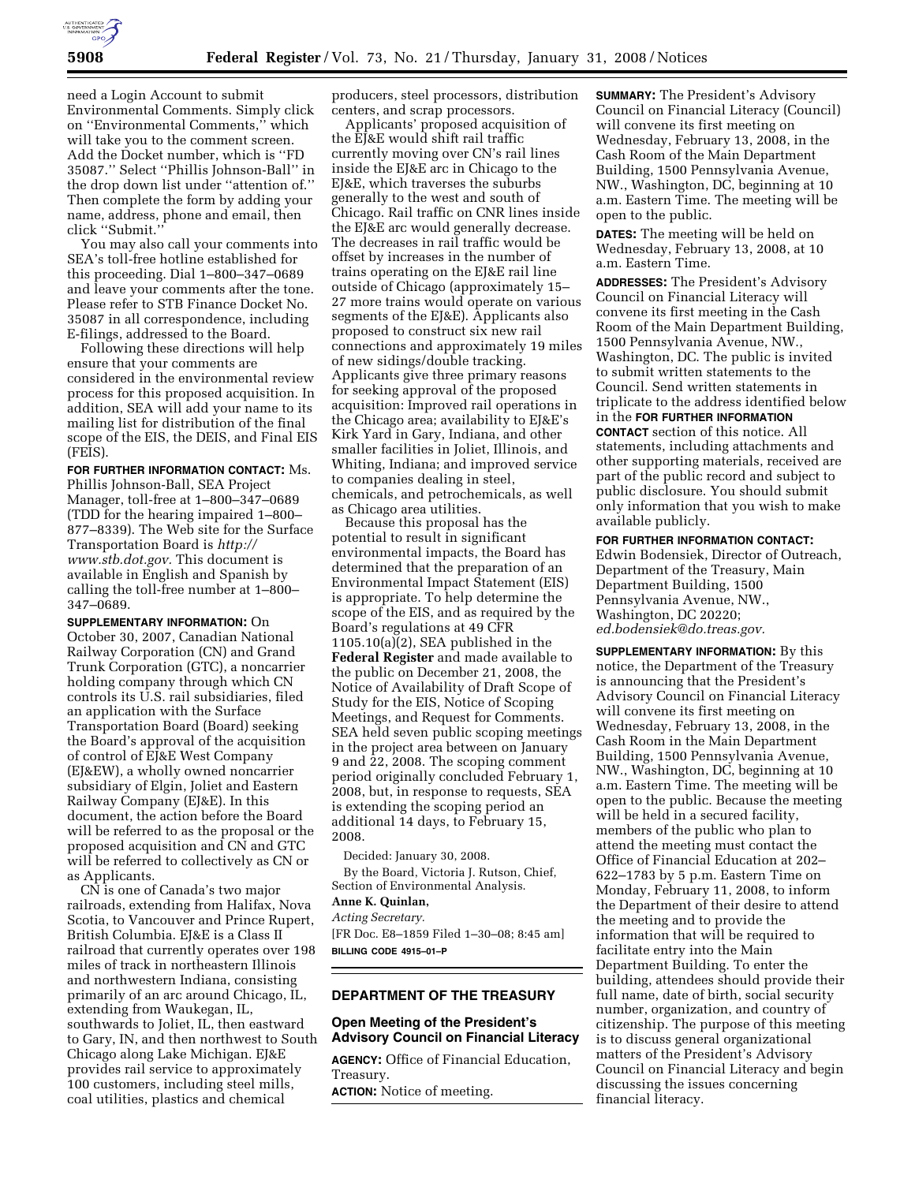need a Login Account to submit Environmental Comments. Simply click on ''Environmental Comments,'' which will take you to the comment screen. Add the Docket number, which is ''FD 35087.'' Select ''Phillis Johnson-Ball'' in the drop down list under ''attention of.'' Then complete the form by adding your name, address, phone and email, then click ''Submit.''

You may also call your comments into SEA's toll-free hotline established for this proceeding. Dial 1–800–347–0689 and leave your comments after the tone. Please refer to STB Finance Docket No. 35087 in all correspondence, including E-filings, addressed to the Board.

Following these directions will help ensure that your comments are considered in the environmental review process for this proposed acquisition. In addition, SEA will add your name to its mailing list for distribution of the final scope of the EIS, the DEIS, and Final EIS (FEIS).

**FOR FURTHER INFORMATION CONTACT:** Ms. Phillis Johnson-Ball, SEA Project Manager, toll-free at 1–800–347–0689 (TDD for the hearing impaired 1–800–877–8339). The Web site for the Surface Transportation Board is *http://www.stb.dot.gov.* This document is available in English and Spanish by calling the toll-free number at 1–800–347–0689.

**SUPPLEMENTARY INFORMATION:** On October 30, 2007, Canadian National Railway Corporation (CN) and Grand Trunk Corporation (GTC), a noncarrier holding company through which CN controls its U.S. rail subsidiaries, filed an application with the Surface Transportation Board (Board) seeking the Board's approval of the acquisition of control of EJ&E West Company (EJ&EW), a wholly owned noncarrier subsidiary of Elgin, Joliet and Eastern Railway Company (EJ&E). In this document, the action before the Board will be referred to as the proposal or the proposed acquisition and CN and GTC will be referred to collectively as CN or as Applicants.

CN is one of Canada's two major railroads, extending from Halifax, Nova Scotia, to Vancouver and Prince Rupert, British Columbia. EJ&E is a Class II railroad that currently operates over 198 miles of track in northeastern Illinois and northwestern Indiana, consisting primarily of an arc around Chicago, IL, extending from Waukegan, IL, southwards to Joliet, IL, then eastward to Gary, IN, and then northwest to South Chicago along Lake Michigan. EJ&E provides rail service to approximately 100 customers, including steel mills, coal utilities, plastics and chemical producers, steel processors, distribution centers, and scrap processors.

Applicants' proposed acquisition of the EJ&E would shift rail traffic currently moving over CN's rail lines inside the EJ&E arc in Chicago to the EJ&E, which traverses the suburbs generally to the west and south of Chicago. Rail traffic on CNR lines inside the EJ&E arc would generally decrease. The decreases in rail traffic would be offset by increases in the number of trains operating on the EJ&E rail line outside of Chicago (approximately 15–27 more trains would operate on various segments of the EJ&E). Applicants also proposed to construct six new rail connections and approximately 19 miles of new sidings/double tracking. Applicants give three primary reasons for seeking approval of the proposed acquisition: Improved rail operations in the Chicago area; availability to EJ&E's Kirk Yard in Gary, Indiana, and other smaller facilities in Joliet, Illinois, and Whiting, Indiana; and improved service to companies dealing in steel, chemicals, and petrochemicals, as well as Chicago area utilities.

Because this proposal has the potential to result in significant environmental impacts, the Board has determined that the preparation of an Environmental Impact Statement (EIS) is appropriate. To help determine the scope of the EIS, and as required by the Board's regulations at 49 CFR 1105.10(a)(2), SEA published in the **Federal Register** and made available to the public on December 21, 2008, the Notice of Availability of Draft Scope of Study for the EIS, Notice of Scoping Meetings, and Request for Comments. SEA held seven public scoping meetings in the project area between on January 9 and 22, 2008. The scoping comment period originally concluded February 1, 2008, but, in response to requests, SEA is extending the scoping period an additional 14 days, to February 15, 2008.

Decided: January 30, 2008.

By the Board, Victoria J. Rutson, Chief, Section of Environmental Analysis.

**Anne K. Quinlan,**

*Acting Secretary.*

[FR Doc. E8–1859 Filed 1–30–08; 8:45 am]

**BILLING CODE 4915–01–P**

## DEPARTMENT OF THE TREASURY

### Open Meeting of the President's Advisory Council on Financial Literacy

**AGENCY:** Office of Financial Education, Treasury.

**ACTION:** Notice of meeting.

**SUMMARY:** The President's Advisory Council on Financial Literacy (Council) will convene its first meeting on Wednesday, February 13, 2008, in the Cash Room of the Main Department Building, 1500 Pennsylvania Avenue, NW., Washington, DC, beginning at 10 a.m. Eastern Time. The meeting will be open to the public.

**DATES:** The meeting will be held on Wednesday, February 13, 2008, at 10 a.m. Eastern Time.

**ADDRESSES:** The President's Advisory Council on Financial Literacy will convene its first meeting in the Cash Room of the Main Department Building, 1500 Pennsylvania Avenue, NW., Washington, DC. The public is invited to submit written statements to the Council. Send written statements in triplicate to the address identified below in the **FOR FURTHER INFORMATION CONTACT** section of this notice. All statements, including attachments and other supporting materials, received are part of the public record and subject to public disclosure. You should submit only information that you wish to make available publicly.

**FOR FURTHER INFORMATION CONTACT:** Edwin Bodensiek, Director of Outreach, Department of the Treasury, Main Department Building, 1500 Pennsylvania Avenue, NW., Washington, DC 20220; *ed.bodensiek@do.treas.gov.*

**SUPPLEMENTARY INFORMATION:** By this notice, the Department of the Treasury is announcing that the President's Advisory Council on Financial Literacy will convene its first meeting on Wednesday, February 13, 2008, in the Cash Room in the Main Department Building, 1500 Pennsylvania Avenue, NW., Washington, DC, beginning at 10 a.m. Eastern Time. The meeting will be open to the public. Because the meeting will be held in a secured facility, members of the public who plan to attend the meeting must contact the Office of Financial Education at 202–622–1783 by 5 p.m. Eastern Time on Monday, February 11, 2008, to inform the Department of their desire to attend the meeting and to provide the information that will be required to facilitate entry into the Main Department Building. To enter the building, attendees should provide their full name, date of birth, social security number, organization, and country of citizenship. The purpose of this meeting is to discuss general organizational matters of the President's Advisory Council on Financial Literacy and begin discussing the issues concerning financial literacy.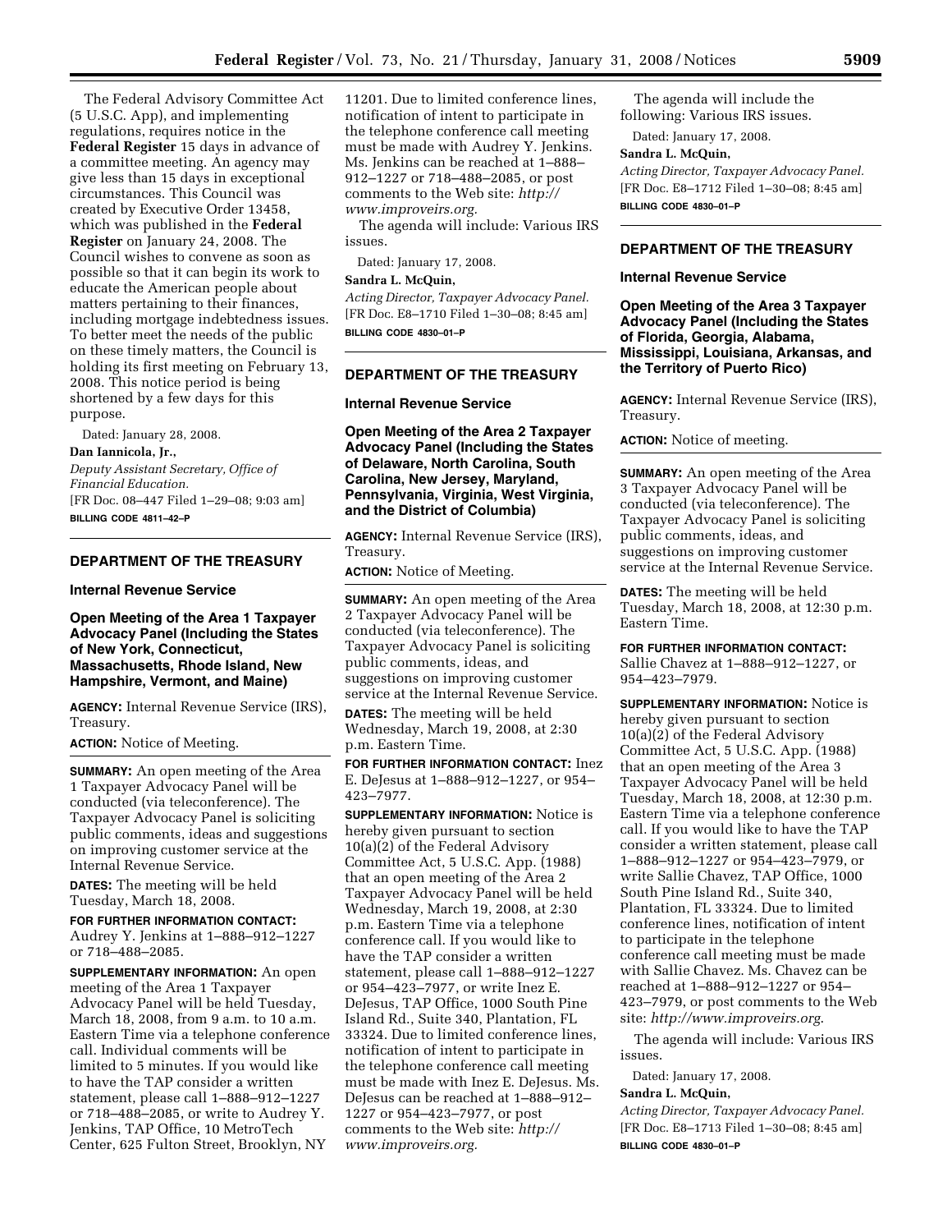The Federal Advisory Committee Act (5 U.S.C. App), and implementing regulations, requires notice in the **Federal Register** 15 days in advance of a committee meeting. An agency may give less than 15 days in exceptional circumstances. This Council was created by Executive Order 13458, which was published in the **Federal Register** on January 24, 2008. The Council wishes to convene as soon as possible so that it can begin its work to educate the American people about matters pertaining to their finances, including mortgage indebtedness issues. To better meet the needs of the public on these timely matters, the Council is holding its first meeting on February 13, 2008. This notice period is being shortened by a few days for this purpose.

Dated: January 28, 2008.

**Dan Iannicola, Jr.,**

*Deputy Assistant Secretary, Office of Financial Education.*

[FR Doc. 08–447 Filed 1–29–08; 9:03 am]

**BILLING CODE 4811–42–P**

## DEPARTMENT OF THE TREASURY

### Internal Revenue Service

### Open Meeting of the Area 1 Taxpayer Advocacy Panel (Including the States of New York, Connecticut, Massachusetts, Rhode Island, New Hampshire, Vermont, and Maine)

**AGENCY:** Internal Revenue Service (IRS), Treasury.

**ACTION:** Notice of Meeting.

**SUMMARY:** An open meeting of the Area 1 Taxpayer Advocacy Panel will be conducted (via teleconference). The Taxpayer Advocacy Panel is soliciting public comments, ideas and suggestions on improving customer service at the Internal Revenue Service.

**DATES:** The meeting will be held Tuesday, March 18, 2008.

**FOR FURTHER INFORMATION CONTACT:** Audrey Y. Jenkins at 1–888–912–1227 or 718–488–2085.

**SUPPLEMENTARY INFORMATION:** An open meeting of the Area 1 Taxpayer Advocacy Panel will be held Tuesday, March 18, 2008, from 9 a.m. to 10 a.m. Eastern Time via a telephone conference call. Individual comments will be limited to 5 minutes. If you would like to have the TAP consider a written statement, please call 1–888–912–1227 or 718–488–2085, or write to Audrey Y. Jenkins, TAP Office, 10 MetroTech Center, 625 Fulton Street, Brooklyn, NY 11201. Due to limited conference lines, notification of intent to participate in the telephone conference call meeting must be made with Audrey Y. Jenkins. Ms. Jenkins can be reached at 1–888–912–1227 or 718–488–2085, or post comments to the Web site: *http://www.improveirs.org.*

The agenda will include: Various IRS issues.

Dated: January 17, 2008.

**Sandra L. McQuin,**

*Acting Director, Taxpayer Advocacy Panel.*

[FR Doc. E8–1710 Filed 1–30–08; 8:45 am]

**BILLING CODE 4830–01–P**

## DEPARTMENT OF THE TREASURY

### Internal Revenue Service

### Open Meeting of the Area 2 Taxpayer Advocacy Panel (Including the States of Delaware, North Carolina, South Carolina, New Jersey, Maryland, Pennsylvania, Virginia, West Virginia, and the District of Columbia)

**AGENCY:** Internal Revenue Service (IRS), Treasury.

**ACTION:** Notice of Meeting.

**SUMMARY:** An open meeting of the Area 2 Taxpayer Advocacy Panel will be conducted (via teleconference). The Taxpayer Advocacy Panel is soliciting public comments, ideas, and suggestions on improving customer service at the Internal Revenue Service.

**DATES:** The meeting will be held Wednesday, March 19, 2008, at 2:30 p.m. Eastern Time.

**FOR FURTHER INFORMATION CONTACT:** Inez E. DeJesus at 1–888–912–1227, or 954–423–7977.

**SUPPLEMENTARY INFORMATION:** Notice is hereby given pursuant to section 10(a)(2) of the Federal Advisory Committee Act, 5 U.S.C. App. (1988) that an open meeting of the Area 2 Taxpayer Advocacy Panel will be held Wednesday, March 19, 2008, at 2:30 p.m. Eastern Time via a telephone conference call. If you would like to have the TAP consider a written statement, please call 1–888–912–1227 or 954–423–7977, or write Inez E. DeJesus, TAP Office, 1000 South Pine Island Rd., Suite 340, Plantation, FL 33324. Due to limited conference lines, notification of intent to participate in the telephone conference call meeting must be made with Inez E. DeJesus. Ms. DeJesus can be reached at 1–888–912–1227 or 954–423–7977, or post comments to the Web site: *http://www.improveirs.org.*

The agenda will include the following: Various IRS issues.

Dated: January 17, 2008.

**Sandra L. McQuin,**

*Acting Director, Taxpayer Advocacy Panel.*

[FR Doc. E8–1712 Filed 1–30–08; 8:45 am]

**BILLING CODE 4830–01–P**

## DEPARTMENT OF THE TREASURY

### Internal Revenue Service

### Open Meeting of the Area 3 Taxpayer Advocacy Panel (Including the States of Florida, Georgia, Alabama, Mississippi, Louisiana, Arkansas, and the Territory of Puerto Rico)

**AGENCY:** Internal Revenue Service (IRS), Treasury.

**ACTION:** Notice of meeting.

**SUMMARY:** An open meeting of the Area 3 Taxpayer Advocacy Panel will be conducted (via teleconference). The Taxpayer Advocacy Panel is soliciting public comments, ideas, and suggestions on improving customer service at the Internal Revenue Service.

**DATES:** The meeting will be held Tuesday, March 18, 2008, at 12:30 p.m. Eastern Time.

**FOR FURTHER INFORMATION CONTACT:** Sallie Chavez at 1–888–912–1227, or 954–423–7979.

**SUPPLEMENTARY INFORMATION:** Notice is hereby given pursuant to section 10(a)(2) of the Federal Advisory Committee Act, 5 U.S.C. App. (1988) that an open meeting of the Area 3 Taxpayer Advocacy Panel will be held Tuesday, March 18, 2008, at 12:30 p.m. Eastern Time via a telephone conference call. If you would like to have the TAP consider a written statement, please call 1–888–912–1227 or 954–423–7979, or write Sallie Chavez, TAP Office, 1000 South Pine Island Rd., Suite 340, Plantation, FL 33324. Due to limited conference lines, notification of intent to participate in the telephone conference call meeting must be made with Sallie Chavez. Ms. Chavez can be reached at 1–888–912–1227 or 954–423–7979, or post comments to the Web site: *http://www.improveirs.org.*

The agenda will include: Various IRS issues.

Dated: January 17, 2008.

**Sandra L. McQuin,**

*Acting Director, Taxpayer Advocacy Panel.*

[FR Doc. E8–1713 Filed 1–30–08; 8:45 am]

**BILLING CODE 4830–01–P**